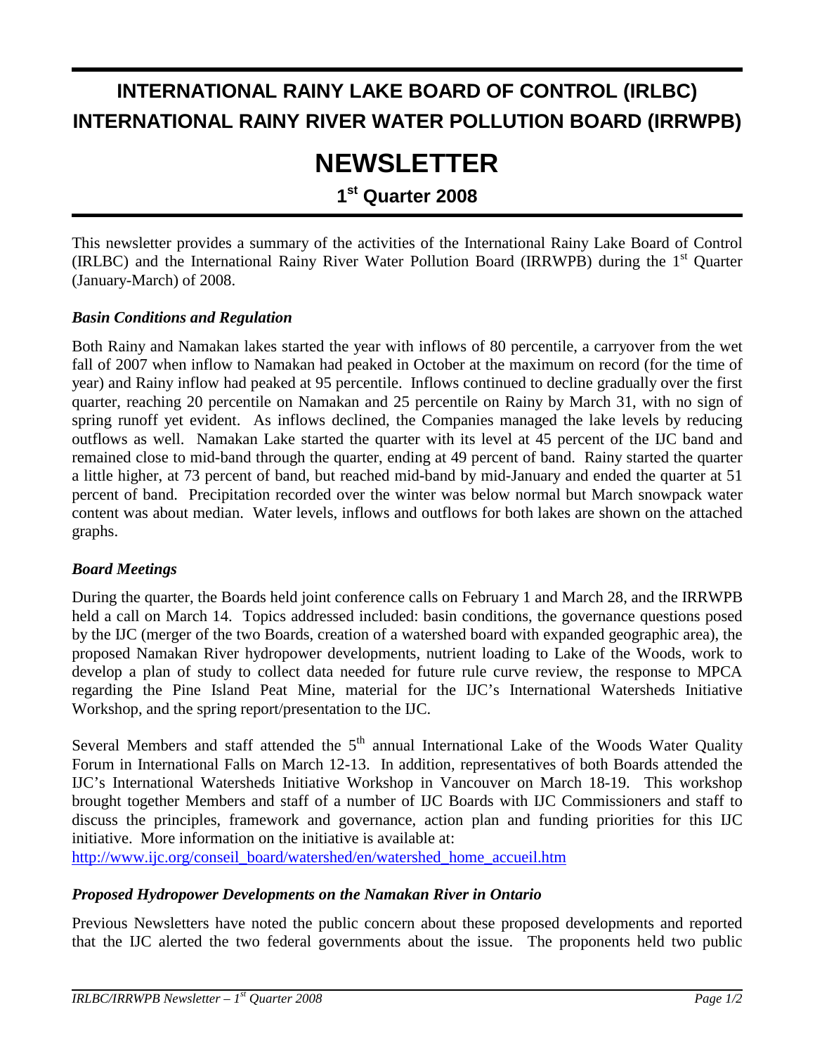# INTERNATIONAL RAINY LAKE BOARD OF CONTROL (IRLBC)
# INTERNATIONAL RAINY RIVER WATER POLLUTION BOARD (IRRWPB)

# NEWSLETTER

## 1st Quarter 2008

This newsletter provides a summary of the activities of the International Rainy Lake Board of Control (IRLBC) and the International Rainy River Water Pollution Board (IRRWPB) during the 1st Quarter (January-March) of 2008.

### *Basin Conditions and Regulation*

Both Rainy and Namakan lakes started the year with inflows of 80 percentile, a carryover from the wet fall of 2007 when inflow to Namakan had peaked in October at the maximum on record (for the time of year) and Rainy inflow had peaked at 95 percentile. Inflows continued to decline gradually over the first quarter, reaching 20 percentile on Namakan and 25 percentile on Rainy by March 31, with no sign of spring runoff yet evident. As inflows declined, the Companies managed the lake levels by reducing outflows as well. Namakan Lake started the quarter with its level at 45 percent of the IJC band and remained close to mid-band through the quarter, ending at 49 percent of band. Rainy started the quarter a little higher, at 73 percent of band, but reached mid-band by mid-January and ended the quarter at 51 percent of band. Precipitation recorded over the winter was below normal but March snowpack water content was about median. Water levels, inflows and outflows for both lakes are shown on the attached graphs.

### *Board Meetings*

During the quarter, the Boards held joint conference calls on February 1 and March 28, and the IRRWPB held a call on March 14. Topics addressed included: basin conditions, the governance questions posed by the IJC (merger of the two Boards, creation of a watershed board with expanded geographic area), the proposed Namakan River hydropower developments, nutrient loading to Lake of the Woods, work to develop a plan of study to collect data needed for future rule curve review, the response to MPCA regarding the Pine Island Peat Mine, material for the IJC's International Watersheds Initiative Workshop, and the spring report/presentation to the IJC.

Several Members and staff attended the 5th annual International Lake of the Woods Water Quality Forum in International Falls on March 12-13. In addition, representatives of both Boards attended the IJC's International Watersheds Initiative Workshop in Vancouver on March 18-19. This workshop brought together Members and staff of a number of IJC Boards with IJC Commissioners and staff to discuss the principles, framework and governance, action plan and funding priorities for this IJC initiative. More information on the initiative is available at:
http://www.ijc.org/conseil_board/watershed/en/watershed_home_accueil.htm

### *Proposed Hydropower Developments on the Namakan River in Ontario*

Previous Newsletters have noted the public concern about these proposed developments and reported that the IJC alerted the two federal governments about the issue. The proponents held two public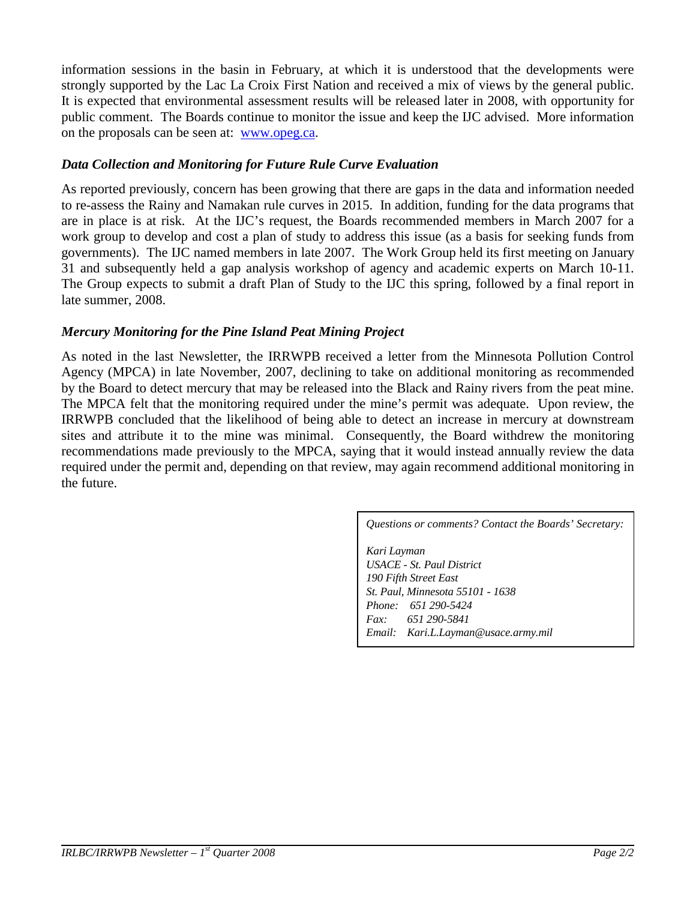information sessions in the basin in February, at which it is understood that the developments were strongly supported by the Lac La Croix First Nation and received a mix of views by the general public. It is expected that environmental assessment results will be released later in 2008, with opportunity for public comment. The Boards continue to monitor the issue and keep the IJC advised. More information on the proposals can be seen at: [www.opeg.ca](www.opeg.ca).

### *Data Collection and Monitoring for Future Rule Curve Evaluation*

As reported previously, concern has been growing that there are gaps in the data and information needed to re-assess the Rainy and Namakan rule curves in 2015. In addition, funding for the data programs that are in place is at risk. At the IJC's request, the Boards recommended members in March 2007 for a work group to develop and cost a plan of study to address this issue (as a basis for seeking funds from governments). The IJC named members in late 2007. The Work Group held its first meeting on January 31 and subsequently held a gap analysis workshop of agency and academic experts on March 10-11. The Group expects to submit a draft Plan of Study to the IJC this spring, followed by a final report in late summer, 2008.

### *Mercury Monitoring for the Pine Island Peat Mining Project*

As noted in the last Newsletter, the IRRWPB received a letter from the Minnesota Pollution Control Agency (MPCA) in late November, 2007, declining to take on additional monitoring as recommended by the Board to detect mercury that may be released into the Black and Rainy rivers from the peat mine. The MPCA felt that the monitoring required under the mine's permit was adequate. Upon review, the IRRWPB concluded that the likelihood of being able to detect an increase in mercury at downstream sites and attribute it to the mine was minimal. Consequently, the Board withdrew the monitoring recommendations made previously to the MPCA, saying that it would instead annually review the data required under the permit and, depending on that review, may again recommend additional monitoring in the future.

*Questions or comments? Contact the Boards' Secretary:*

*Kari Layman*
*USACE - St. Paul District*
*190 Fifth Street East*
*St. Paul, Minnesota 55101 - 1638*
*Phone: 651 290-5424*
*Fax: 651 290-5841*
*Email: Kari.L.Layman@usace.army.mil*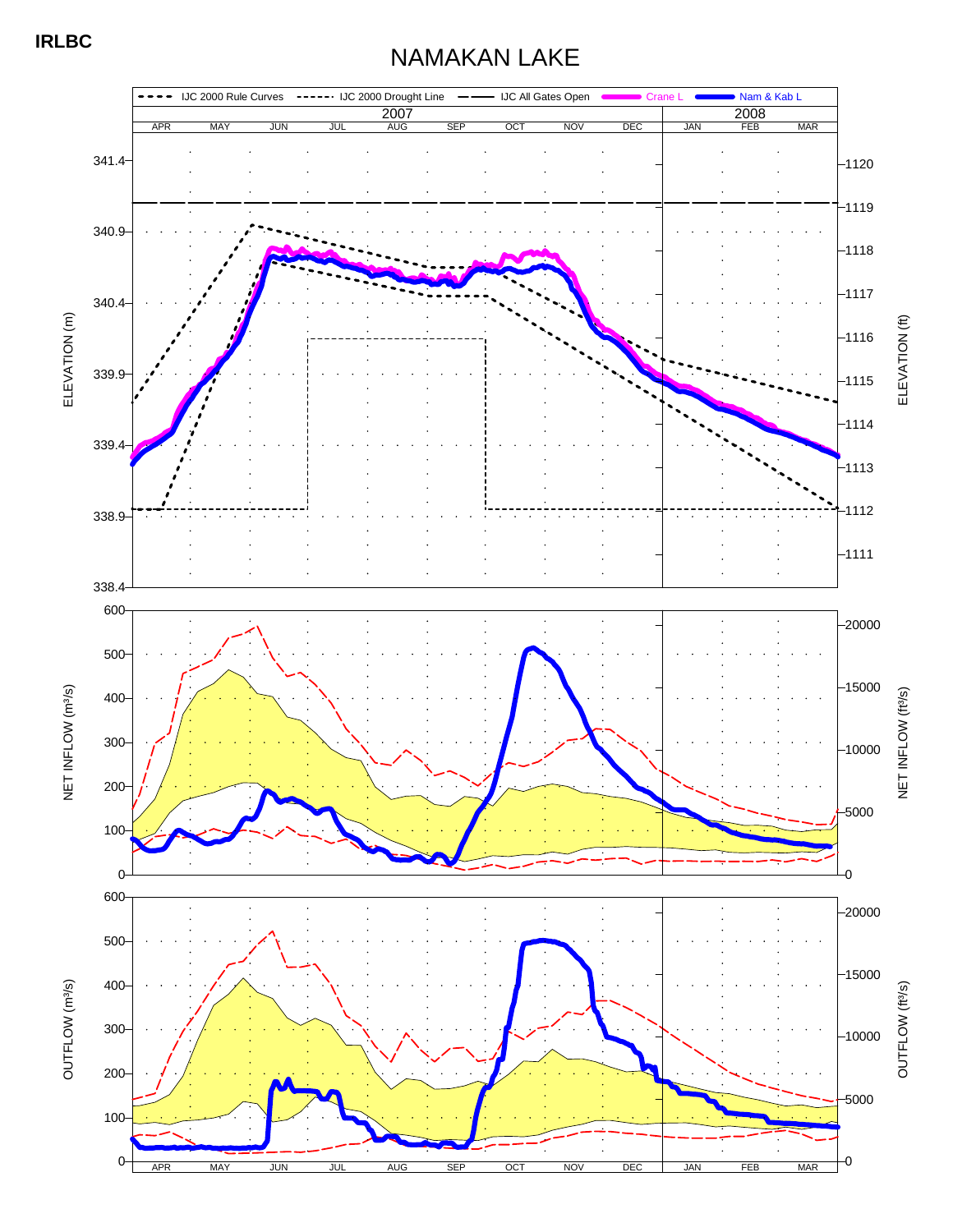**IRLBC**

# NAMAKAN LAKE

IJC 2000 Rule Curves | IJC 2000 Drought Line | IJC All Gates Open | Crane L | Nam & Kab L

2007 | 2008

APR MAY JUN JUL AUG SEP OCT NOV DEC JAN FEB MAR

ELEVATION (m): 341.4, 340.9, 340.4, 339.9, 339.4, 338.9, 338.4

ELEVATION (ft): 1120, 1119, 1118, 1117, 1116, 1115, 1114, 1113, 1112, 1111

NET INFLOW ($m^3/s$): 600, 500, 400, 300, 200, 100, 0

NET INFLOW ($ft^3/s$): 20000, 15000, 10000, 5000, 0

OUTFLOW ($m^3/s$): 600, 500, 400, 300, 200, 100, 0

OUTFLOW ($ft^3/s$): 20000, 15000, 10000, 5000, 0

APR MAY JUN JUL AUG SEP OCT NOV DEC JAN FEB MAR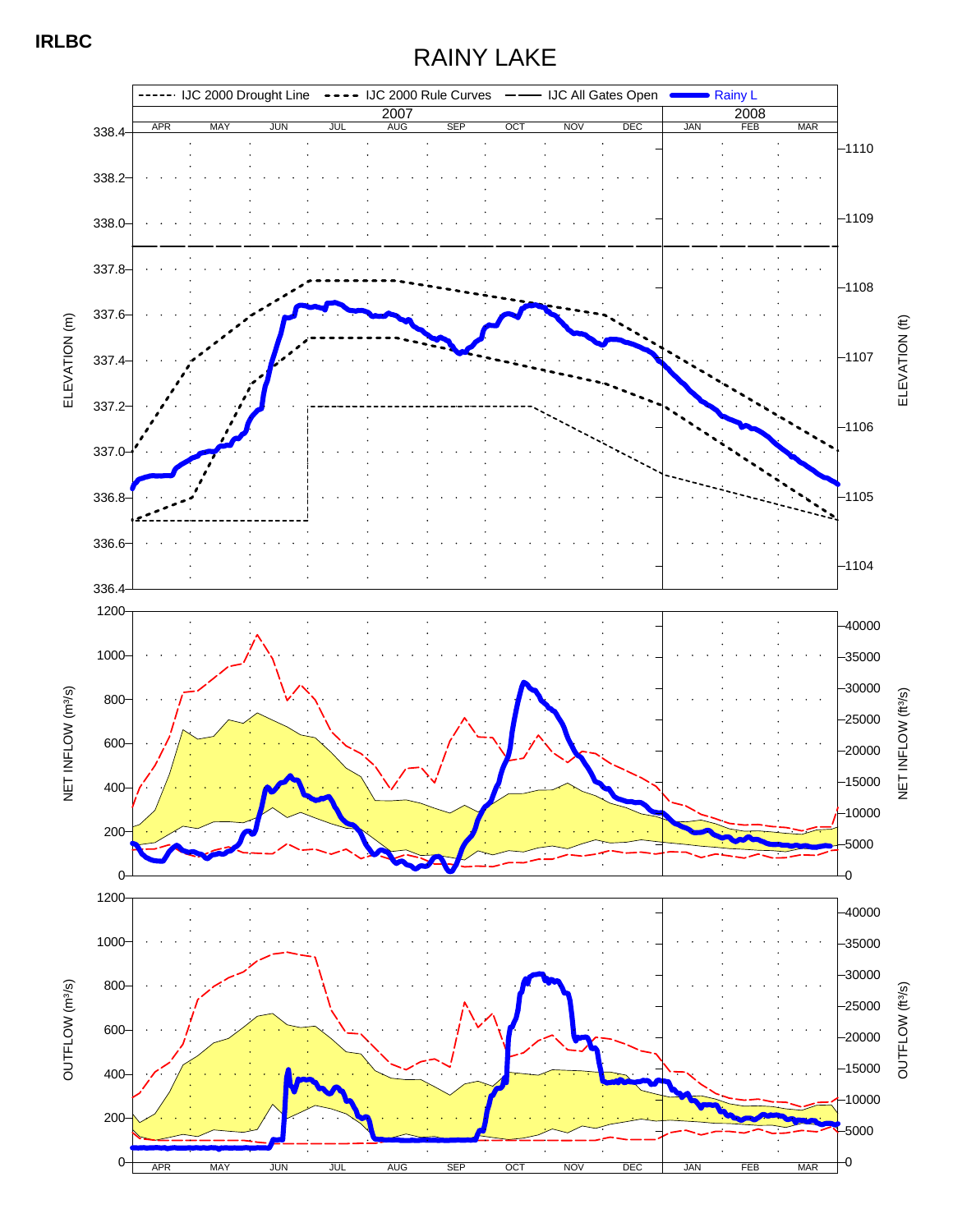**IRLBC**

# RAINY LAKE

IJC 2000 Drought Line
IJC 2000 Rule Curves
IJC All Gates Open
Rainy L

2007
2008

APR MAY JUN JUL AUG SEP OCT NOV DEC JAN FEB MAR

ELEVATION (m)

338.4
338.2
338.0
337.8
337.6
337.4
337.2
337.0
336.8
336.6
336.4

ELEVATION (ft)

1110
1109
1108
1107
1106
1105
1104

NET INFLOW (m³/s)

1200
1000
800
600
400
200
0

NET INFLOW (ft³/s)

40000
35000
30000
25000
20000
15000
10000
5000
0

OUTFLOW (m³/s)

1200
1000
800
600
400
200
0

OUTFLOW (ft³/s)

40000
35000
30000
25000
20000
15000
10000
5000
0

APR MAY JUN JUL AUG SEP OCT NOV DEC JAN FEB MAR